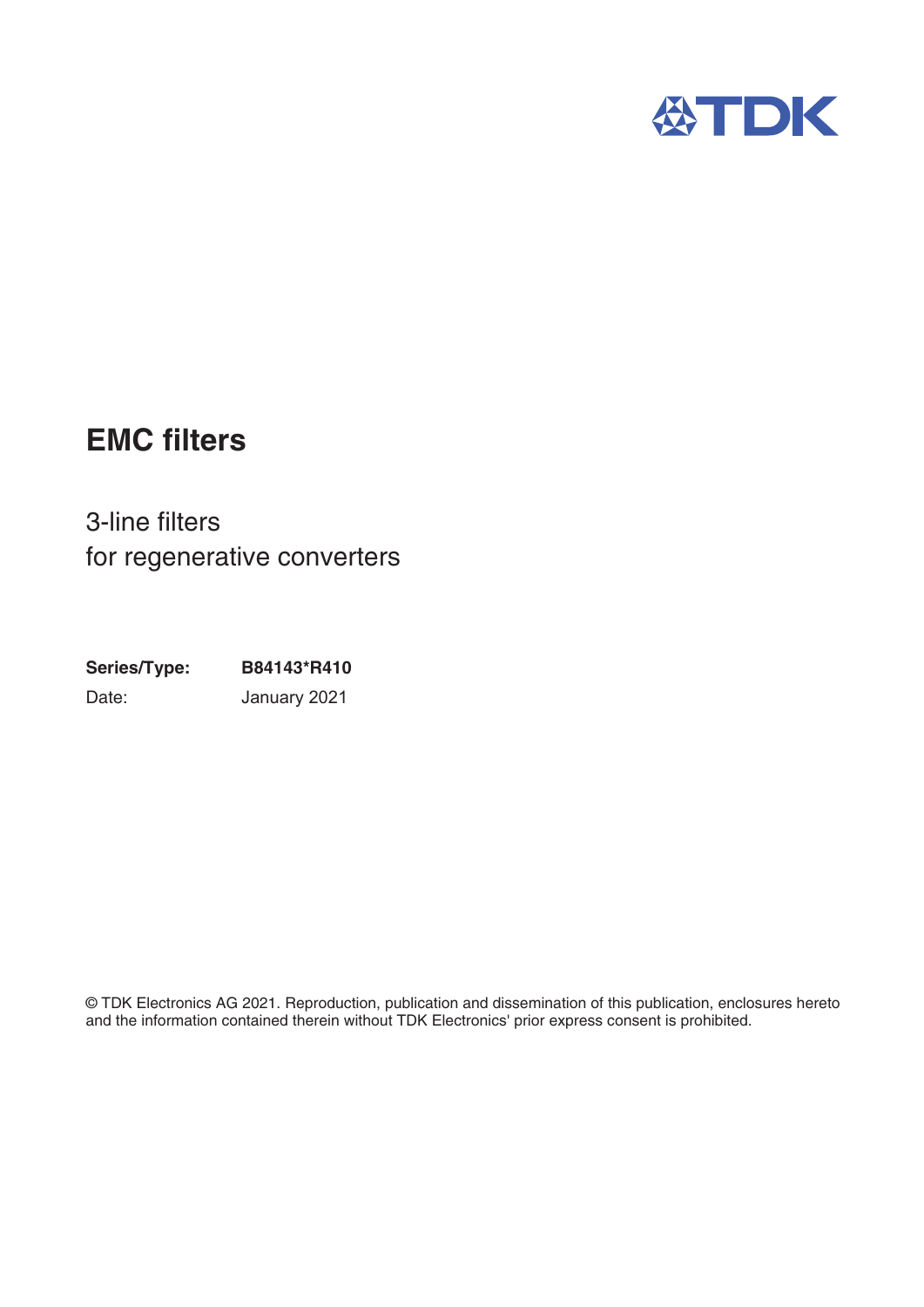# EMC filters

3-line filters
for regenerative converters

**Series/Type:** **B84143*R410**
Date: January 2021

© TDK Electronics AG 2021. Reproduction, publication and dissemination of this publication, enclosures hereto and the information contained therein without TDK Electronics' prior express consent is prohibited.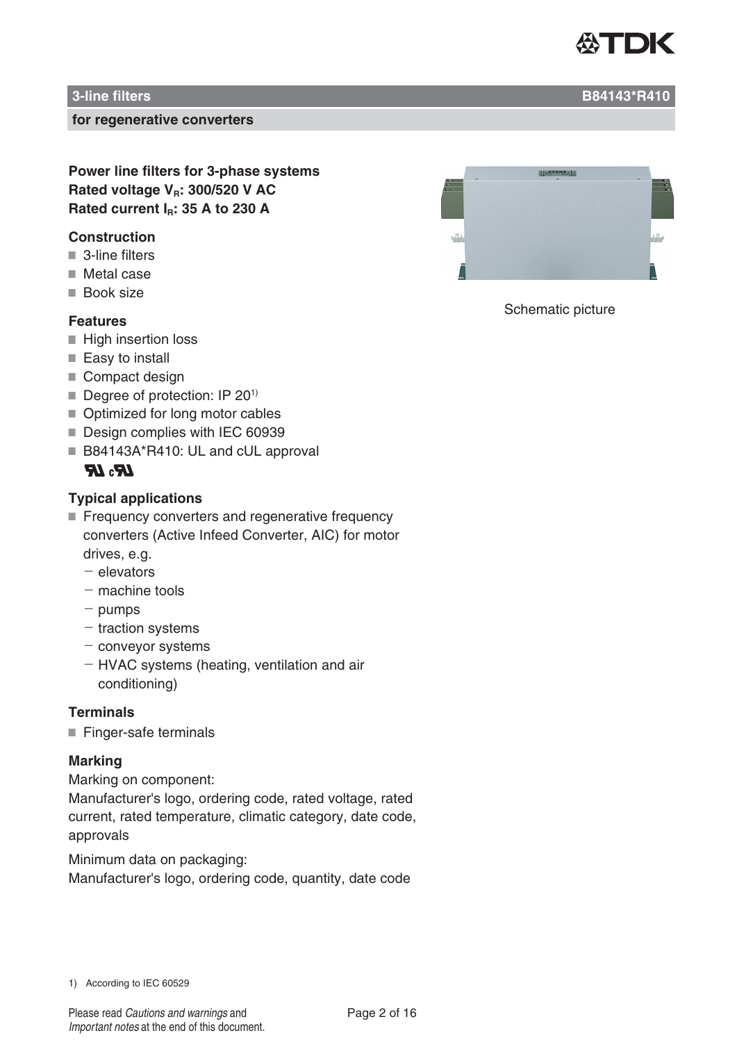# 3-line filters B84143*R410

## for regenerative converters

**Power line filters for 3-phase systems**
**Rated voltage $V_R$: 300/520 V AC**
**Rated current $I_R$: 35 A to 230 A**

### Construction

- 3-line filters
- Metal case
- Book size

### Features

- High insertion loss
- Easy to install
- Compact design
- Degree of protection: IP 20[1)]
- Optimized for long motor cables
- Design complies with IEC 60939
- B84143A*R410: UL and cUL approval

Schematic picture

### Typical applications

- Frequency converters and regenerative frequency converters (Active Infeed Converter, AIC) for motor drives, e.g.
  - elevators
  - machine tools
  - pumps
  - traction systems
  - conveyor systems
  - HVAC systems (heating, ventilation and air conditioning)

### Terminals

- Finger-safe terminals

### Marking

Marking on component:
Manufacturer's logo, ordering code, rated voltage, rated current, rated temperature, climatic category, date code, approvals

Minimum data on packaging:
Manufacturer's logo, ordering code, quantity, date code

1) According to IEC 60529

Please read *Cautions and warnings* and *Important notes* at the end of this document.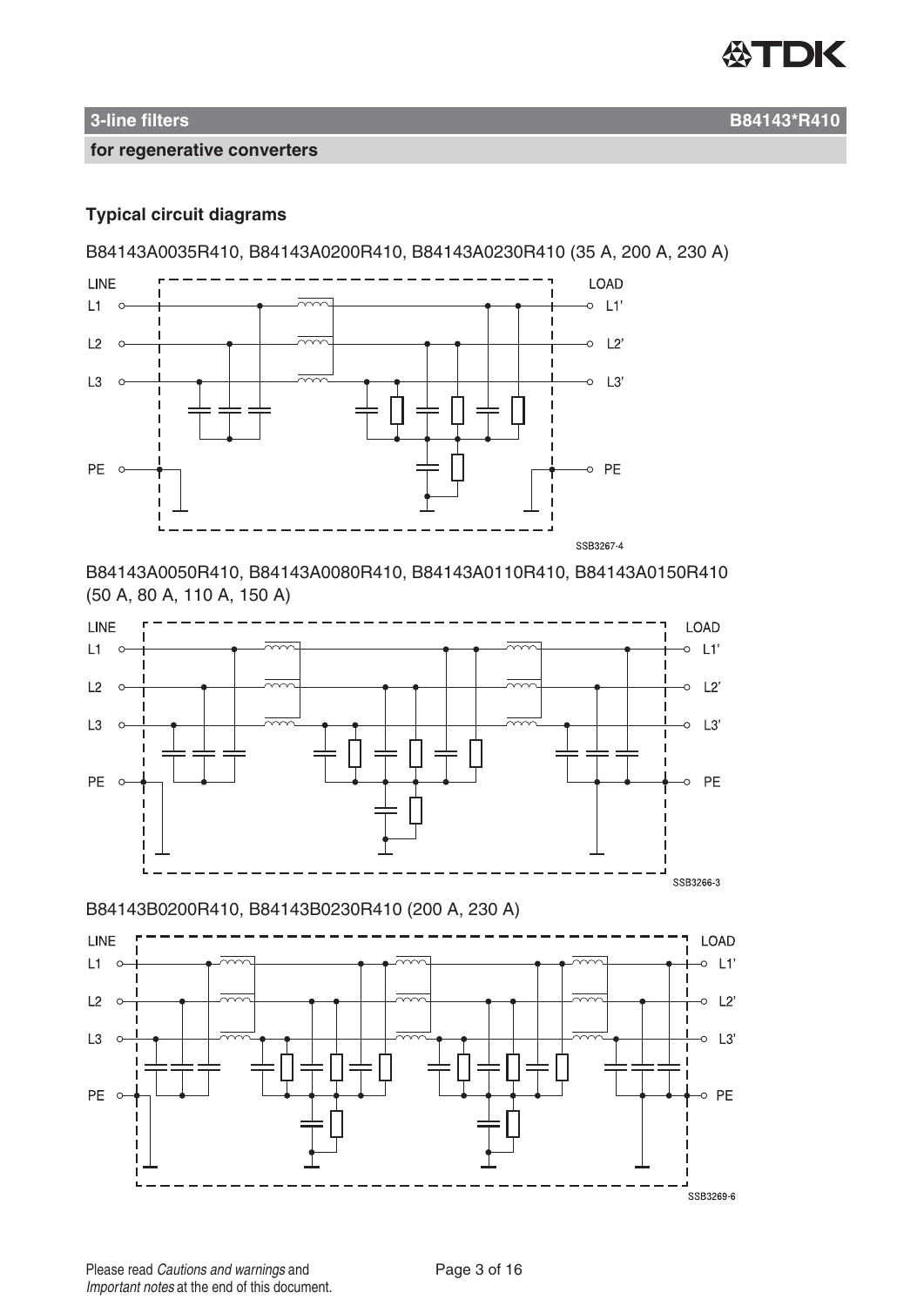## Typical circuit diagrams

B84143A0035R410, B84143A0200R410, B84143A0230R410 (35 A, 200 A, 230 A)

LINE
L1
L2
L3
PE

LOAD
L1'
L2'
L3'
PE

SSB3267-4

B84143A0050R410, B84143A0080R410, B84143A0110R410, B84143A0150R410 (50 A, 80 A, 110 A, 150 A)

LINE
L1
L2
L3
PE

LOAD
L1'
L2'
L3'
PE

SSB3266-3

B84143B0200R410, B84143B0230R410 (200 A, 230 A)

LINE
L1
L2
L3
PE

LOAD
L1'
L2'
L3'
PE

SSB3269-6

Please read *Cautions and warnings* and *Important notes* at the end of this document.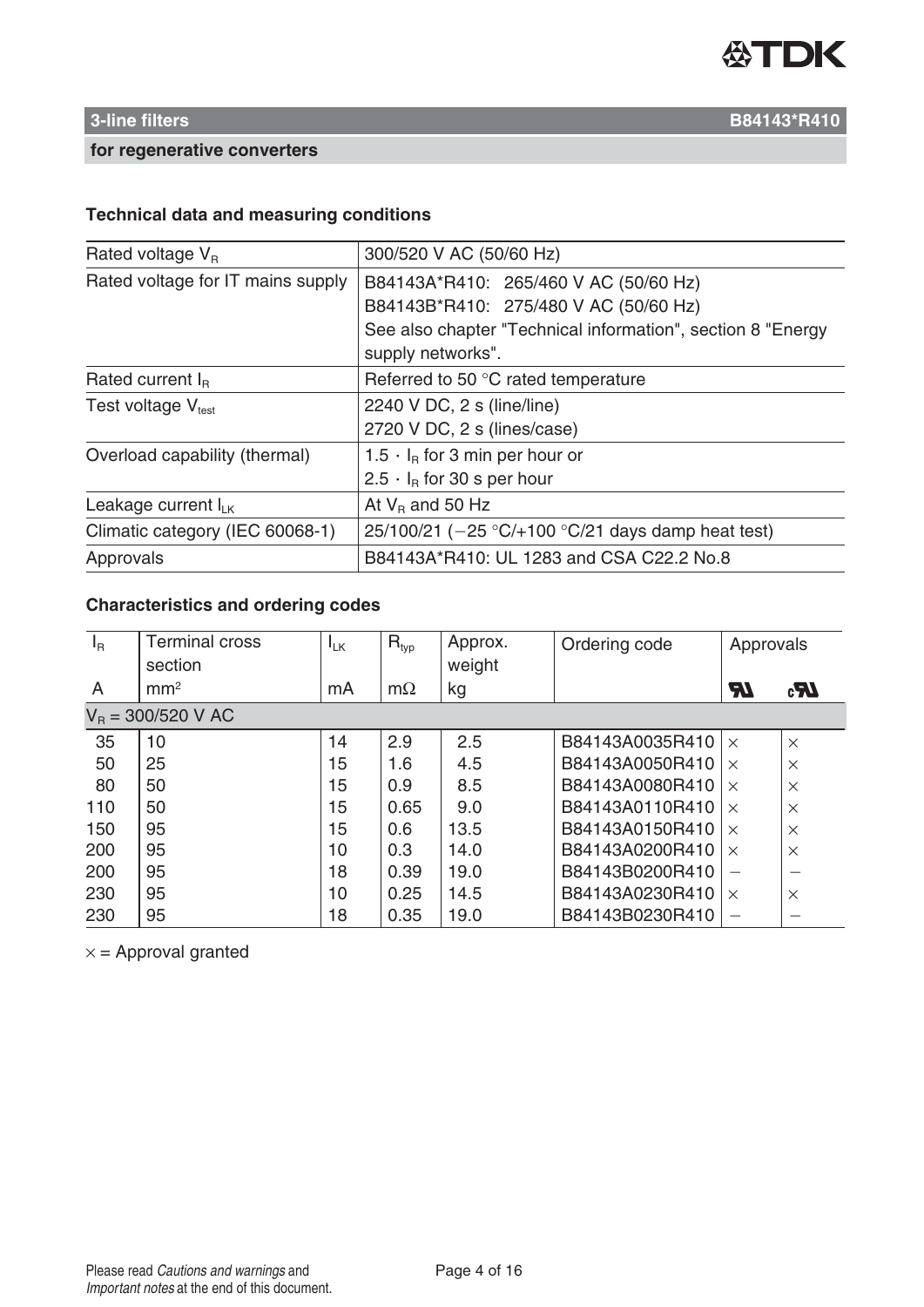## 3-line filters

**B84143*R410**

**for regenerative converters**

### Technical data and measuring conditions

| | |
|---|---|
| Rated voltage $V_R$ | 300/520 V AC (50/60 Hz) |
| Rated voltage for IT mains supply | B84143A*R410: 265/460 V AC (50/60 Hz)<br>B84143B*R410: 275/480 V AC (50/60 Hz)<br>See also chapter "Technical information", section 8 "Energy supply networks". |
| Rated current $I_R$ | Referred to 50 °C rated temperature |
| Test voltage $V_{test}$ | 2240 V DC, 2 s (line/line)<br>2720 V DC, 2 s (lines/case) |
| Overload capability (thermal) | $1.5 \cdot I_R$ for 3 min per hour or<br>$2.5 \cdot I_R$ for 30 s per hour |
| Leakage current $I_{LK}$ | At $V_R$ and 50 Hz |
| Climatic category (IEC 60068-1) | 25/100/21 (−25 °C/+100 °C/21 days damp heat test) |
| Approvals | B84143A*R410: UL 1283 and CSA C22.2 No.8 |

### Characteristics and ordering codes

| $I_R$ | Terminal cross section | $I_{LK}$ | $R_{typ}$ | Approx. weight | Ordering code | Approvals | |
|---|---|---|---|---|---|---|---|
| A | $mm^2$ | mA | mΩ | kg | | UL | cUL |
| $V_R$ = 300/520 V AC | | | | | | | |
| 35 | 10 | 14 | 2.9 | 2.5 | B84143A0035R410 | × | × |
| 50 | 25 | 15 | 1.6 | 4.5 | B84143A0050R410 | × | × |
| 80 | 50 | 15 | 0.9 | 8.5 | B84143A0080R410 | × | × |
| 110 | 50 | 15 | 0.65 | 9.0 | B84143A0110R410 | × | × |
| 150 | 95 | 15 | 0.6 | 13.5 | B84143A0150R410 | × | × |
| 200 | 95 | 10 | 0.3 | 14.0 | B84143A0200R410 | × | × |
| 200 | 95 | 18 | 0.39 | 19.0 | B84143B0200R410 | – | – |
| 230 | 95 | 10 | 0.25 | 14.5 | B84143A0230R410 | × | × |
| 230 | 95 | 18 | 0.35 | 19.0 | B84143B0230R410 | – | – |

× = Approval granted

Please read *Cautions and warnings* and *Important notes* at the end of this document.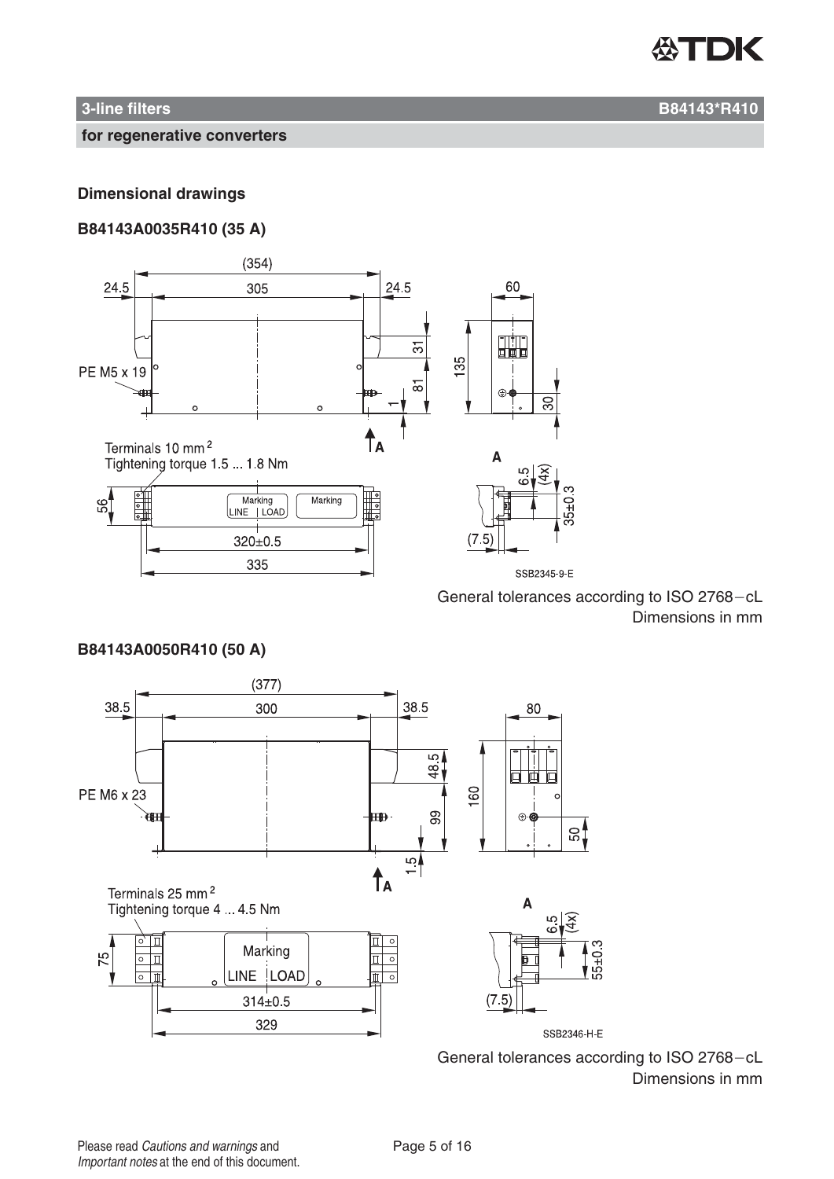## Dimensional drawings

### B84143A0035R410 (35 A)

(354)

24.5 305 24.5

60

31

135

PE M5 x 19

81

30

1

A

Terminals 10 mm²
Tightening torque 1.5 ... 1.8 Nm

A

6.5 (4x)

56

Marking LINE LOAD

Marking

35±0.3

320±0.5

(7.5)

335

SSB2345-9-E

General tolerances according to ISO 2768−cL
Dimensions in mm

### B84143A0050R410 (50 A)

(377)

38.5 300 38.5

80

48.5

160

PE M6 x 23

99

50

1.5

A

Terminals 25 mm²
Tightening torque 4 ... 4.5 Nm

A

6.5 (4x)

75

Marking LINE LOAD

55±0.3

314±0.5

(7.5)

329

SSB2346-H-E

General tolerances according to ISO 2768−cL
Dimensions in mm

Please read *Cautions and warnings* and
*Important notes* at the end of this document.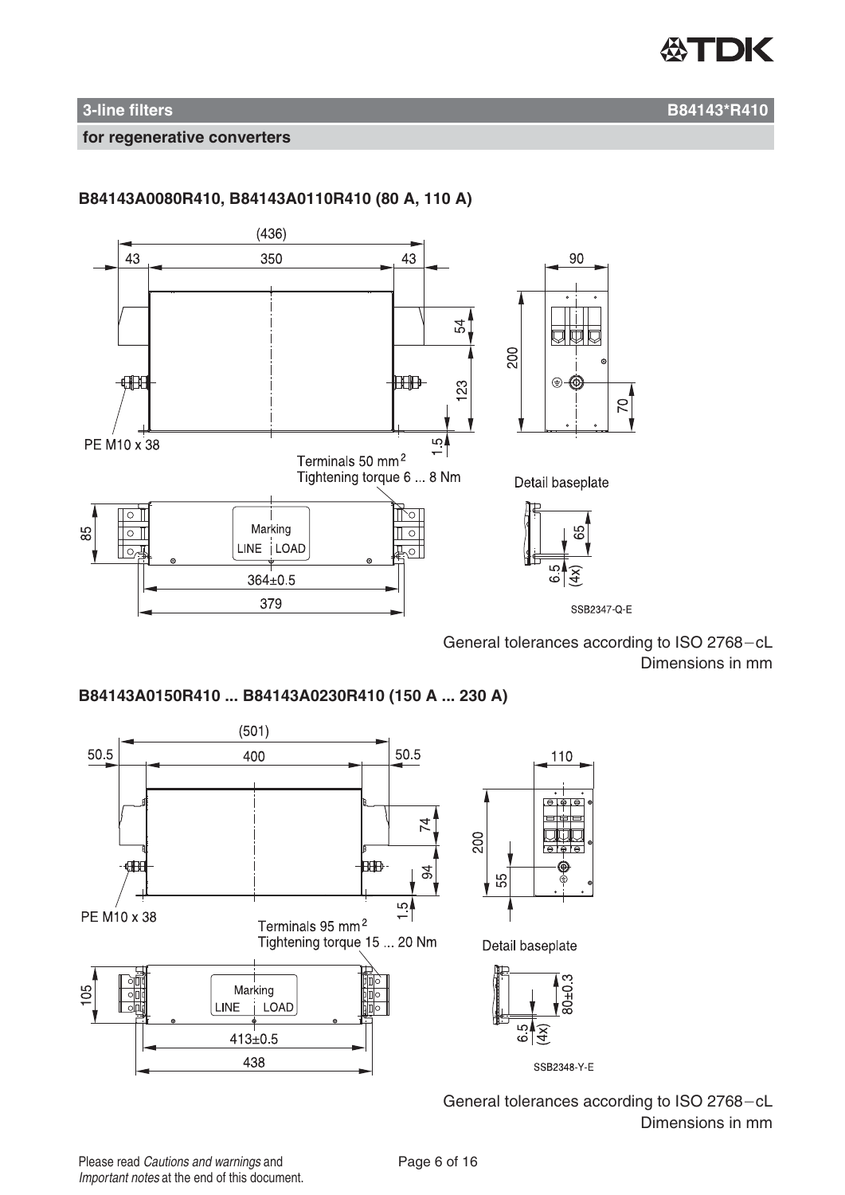## 3-line filters — B84143*R410

**for regenerative converters**

### B84143A0080R410, B84143A0110R410 (80 A, 110 A)

(436)

43 | 350 | 43

90

54

200

123

70

1.5

PE M10 x 38

Terminals 50 mm²
Tightening torque 6 ... 8 Nm

Detail baseplate

85

Marking
LINE | LOAD

65

364±0.5

6.5 (4x)

379

SSB2347-Q-E

General tolerances according to ISO 2768−cL
Dimensions in mm

### B84143A0150R410 ... B84143A0230R410 (150 A ... 230 A)

(501)

50.5 | 400 | 50.5

110

74

200

94

55

1.5

PE M10 x 38

Terminals 95 mm²
Tightening torque 15 ... 20 Nm

Detail baseplate

105

Marking
LINE | LOAD

80±0.3

413±0.5

6.5 (4x)

438

SSB2348-Y-E

General tolerances according to ISO 2768−cL
Dimensions in mm

Please read *Cautions and warnings* and *Important notes* at the end of this document.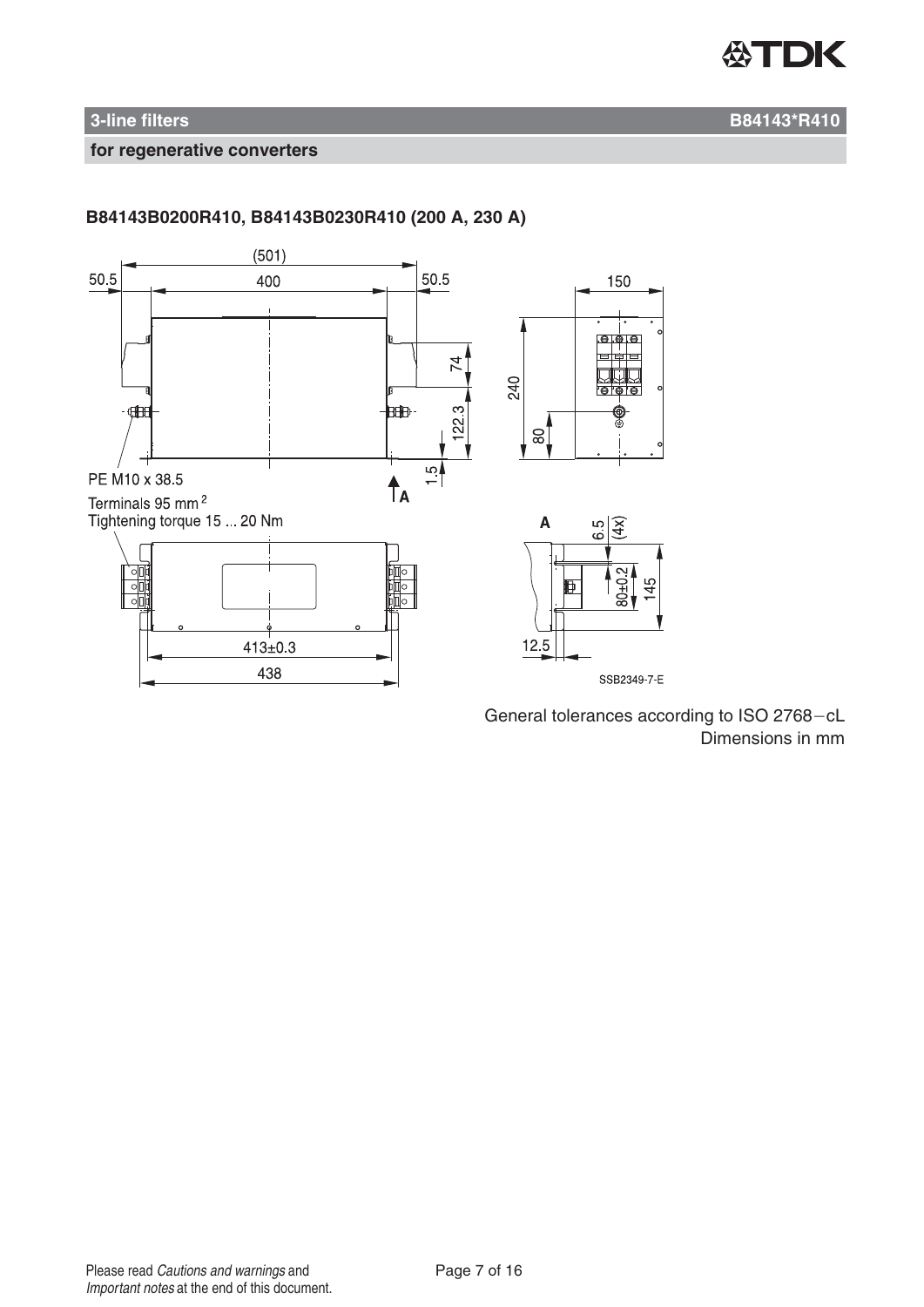## 3-line filters — B84143*R410

### for regenerative converters

**B84143B0200R410, B84143B0230R410 (200 A, 230 A)**

(501)
50.5
400
50.5
74
122.3
1.5
150
240
80
PE M10 x 38.5
Terminals 95 mm²
Tightening torque 15 ... 20 Nm
A
A
6.5 (4x)
80±0.2
145
12.5
413±0.3
438
SSB2349-7-E

General tolerances according to ISO 2768−cL
Dimensions in mm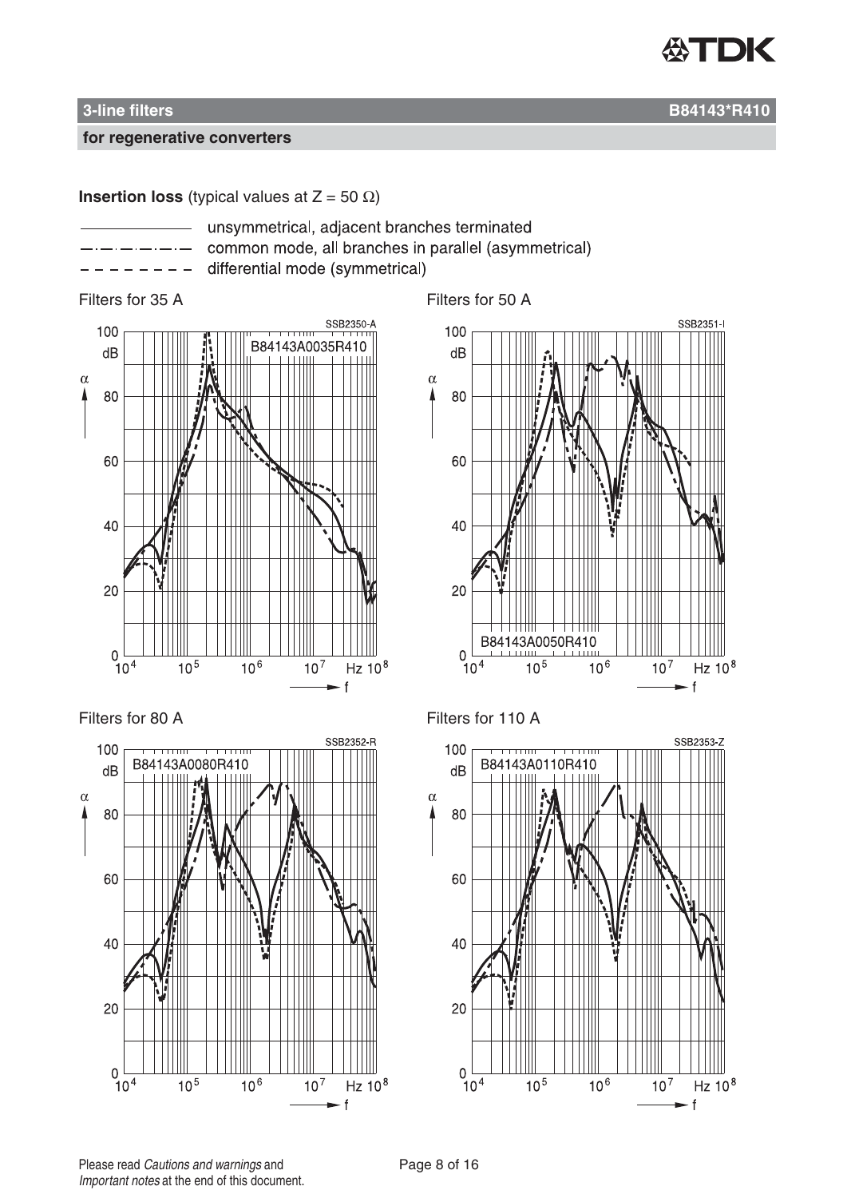## 3-line filters B84143*R410

### for regenerative converters

**Insertion loss** (typical values at Z = 50 Ω)

- ——————— unsymmetrical, adjacent branches terminated
- —·—·—·—·— common mode, all branches in parallel (asymmetrical)
- – – – – – – – differential mode (symmetrical)

Filters for 35 A

SSB2350-A

B84143A0035R410

α (dB) vs. f (Hz), $10^4$ to $10^8$

Filters for 50 A

SSB2351-I

B84143A0050R410

α (dB) vs. f (Hz), $10^4$ to $10^8$

Filters for 80 A

SSB2352-R

B84143A0080R410

α (dB) vs. f (Hz), $10^4$ to $10^8$

Filters for 110 A

SSB2353-Z

B84143A0110R410

α (dB) vs. f (Hz), $10^4$ to $10^8$

Please read *Cautions and warnings* and *Important notes* at the end of this document.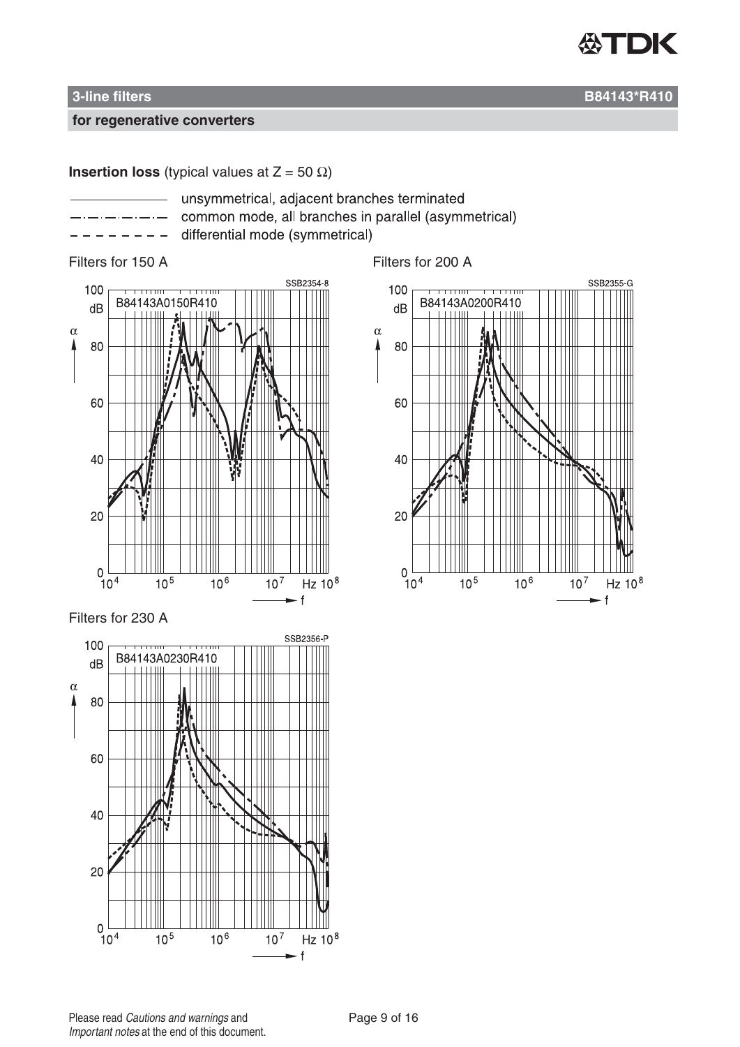## 3-line filters

**B84143*R410**

**for regenerative converters**

**Insertion loss** (typical values at Z = 50 Ω)

- ———————— unsymmetrical, adjacent branches terminated
- —·—·—·—·— common mode, all branches in parallel (asymmetrical)
- – – – – – – – differential mode (symmetrical)

Filters for 150 A

SSB2354-8

B84143A0150R410

α (dB): 0 – 100; f (Hz): $10^4$ – $10^8$

Filters for 200 A

SSB2355-G

B84143A0200R410

α (dB): 0 – 100; f (Hz): $10^4$ – $10^8$

Filters for 230 A

SSB2356-P

B84143A0230R410

α (dB): 0 – 100; f (Hz): $10^4$ – $10^8$

Please read *Cautions and warnings* and *Important notes* at the end of this document.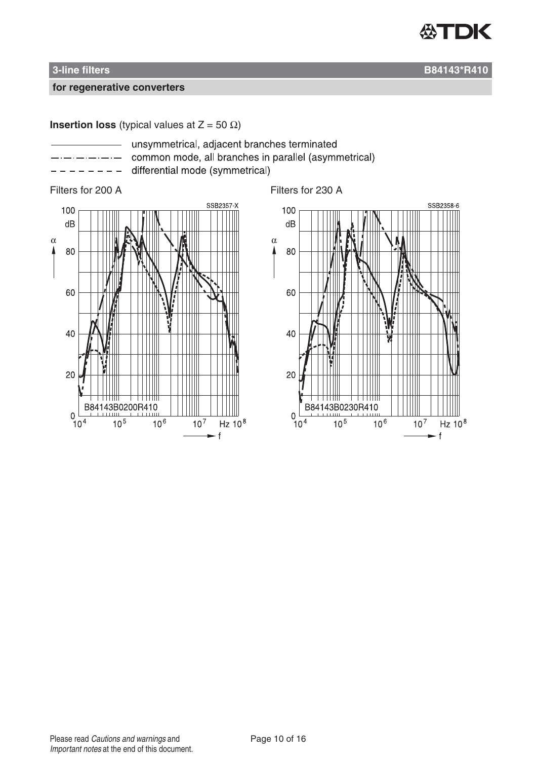## 3-line filters B84143*R410

### for regenerative converters

**Insertion loss** (typical values at Z = 50 Ω)

- ———— unsymmetrical, adjacent branches terminated
- —·—·—·— common mode, all branches in parallel (asymmetrical)
- – – – – – differential mode (symmetrical)

Filters for 200 A

SSB2357-X

B84143B0200R410

Filters for 230 A

SSB2358-6

B84143B0230R410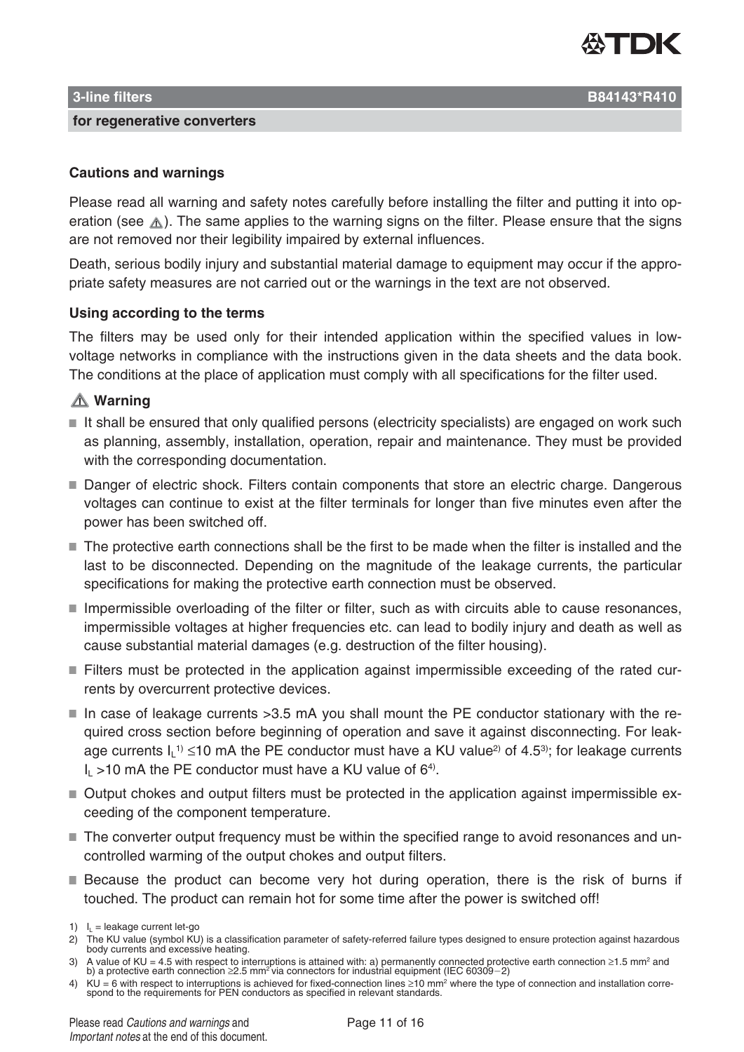**3-line filters** **B84143*R410**

**for regenerative converters**

**Cautions and warnings**

Please read all warning and safety notes carefully before installing the filter and putting it into operation (see ⚠). The same applies to the warning signs on the filter. Please ensure that the signs are not removed nor their legibility impaired by external influences.

Death, serious bodily injury and substantial material damage to equipment may occur if the appropriate safety measures are not carried out or the warnings in the text are not observed.

**Using according to the terms**

The filters may be used only for their intended application within the specified values in low-voltage networks in compliance with the instructions given in the data sheets and the data book. The conditions at the place of application must comply with all specifications for the filter used.

**⚠ Warning**

- It shall be ensured that only qualified persons (electricity specialists) are engaged on work such as planning, assembly, installation, operation, repair and maintenance. They must be provided with the corresponding documentation.
- Danger of electric shock. Filters contain components that store an electric charge. Dangerous voltages can continue to exist at the filter terminals for longer than five minutes even after the power has been switched off.
- The protective earth connections shall be the first to be made when the filter is installed and the last to be disconnected. Depending on the magnitude of the leakage currents, the particular specifications for making the protective earth connection must be observed.
- Impermissible overloading of the filter or filter, such as with circuits able to cause resonances, impermissible voltages at higher frequencies etc. can lead to bodily injury and death as well as cause substantial material damages (e.g. destruction of the filter housing).
- Filters must be protected in the application against impermissible exceeding of the rated currents by overcurrent protective devices.
- In case of leakage currents >3.5 mA you shall mount the PE conductor stationary with the required cross section before beginning of operation and save it against disconnecting. For leakage currents $I_L$[1] ≤10 mA the PE conductor must have a KU value[2] of 4.5[3]; for leakage currents $I_L$ >10 mA the PE conductor must have a KU value of 6[4].
- Output chokes and output filters must be protected in the application against impermissible exceeding of the component temperature.
- The converter output frequency must be within the specified range to avoid resonances and uncontrolled warming of the output chokes and output filters.
- Because the product can become very hot during operation, there is the risk of burns if touched. The product can remain hot for some time after the power is switched off!

1) $I_L$ = leakage current let-go

2) The KU value (symbol KU) is a classification parameter of safety-referred failure types designed to ensure protection against hazardous body currents and excessive heating.

3) A value of KU = 4.5 with respect to interruptions is attained with: a) permanently connected protective earth connection ≥1.5 mm² and b) a protective earth connection ≥2.5 mm² via connectors for industrial equipment (IEC 60309−2)

4) KU = 6 with respect to interruptions is achieved for fixed-connection lines ≥10 mm² where the type of connection and installation correspond to the requirements for PEN conductors as specified in relevant standards.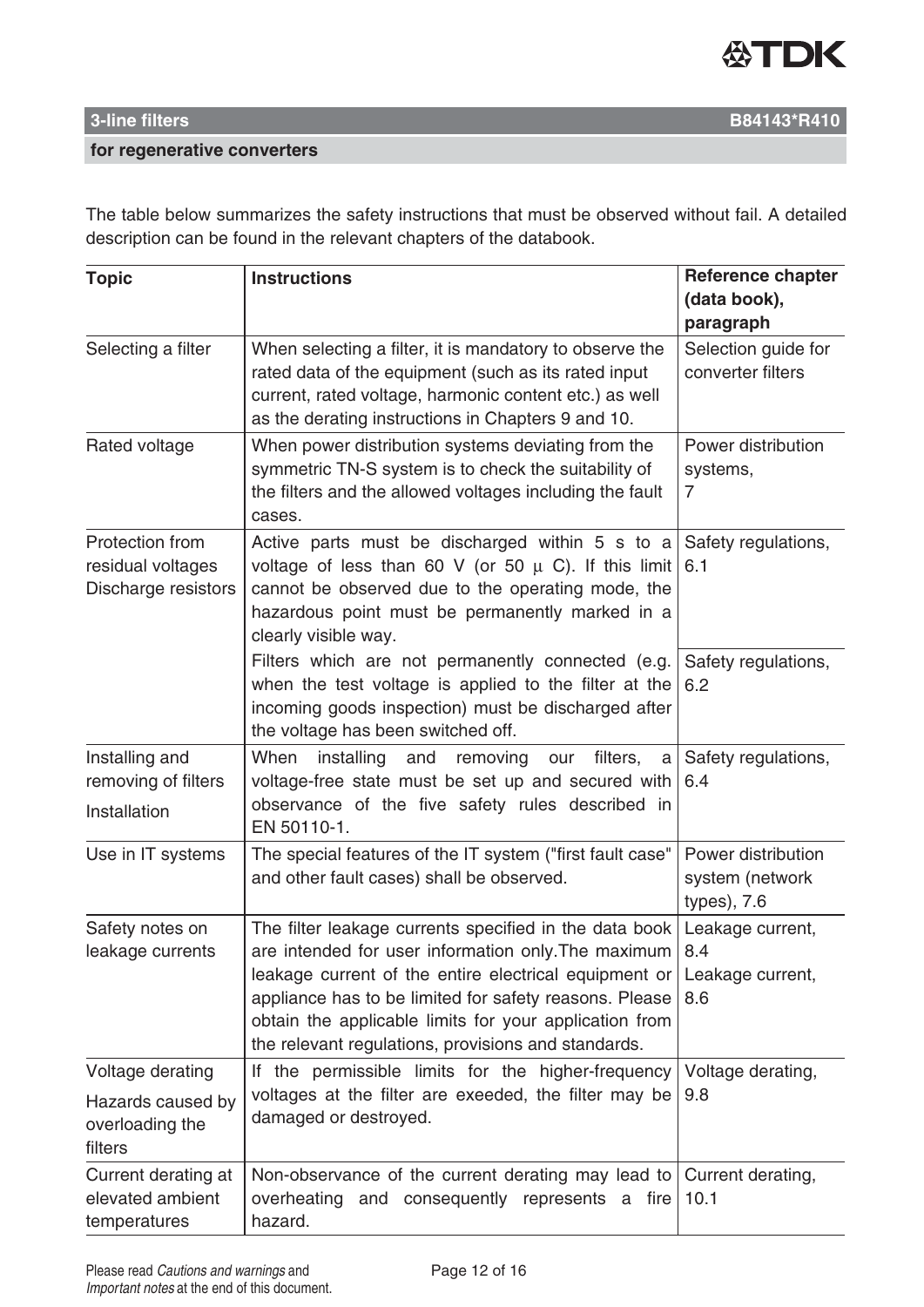**3-line filters** **B84143*R410**

**for regenerative converters**

The table below summarizes the safety instructions that must be observed without fail. A detailed description can be found in the relevant chapters of the databook.

| Topic | Instructions | Reference chapter (data book), paragraph |
|---|---|---|
| Selecting a filter | When selecting a filter, it is mandatory to observe the rated data of the equipment (such as its rated input current, rated voltage, harmonic content etc.) as well as the derating instructions in Chapters 9 and 10. | Selection guide for converter filters |
| Rated voltage | When power distribution systems deviating from the symmetric TN-S system is to check the suitability of the filters and the allowed voltages including the fault cases. | Power distribution systems, 7 |
| Protection from residual voltages Discharge resistors | Active parts must be discharged within 5 s to a voltage of less than 60 V (or 50 μ C). If this limit cannot be observed due to the operating mode, the hazardous point must be permanently marked in a clearly visible way. | Safety regulations, 6.1 |
| | Filters which are not permanently connected (e.g. when the test voltage is applied to the filter at the incoming goods inspection) must be discharged after the voltage has been switched off. | Safety regulations, 6.2 |
| Installing and removing of filters<br>Installation | When installing and removing our filters, a voltage-free state must be set up and secured with observance of the five safety rules described in EN 50110-1. | Safety regulations, 6.4 |
| Use in IT systems | The special features of the IT system ("first fault case" and other fault cases) shall be observed. | Power distribution system (network types), 7.6 |
| Safety notes on leakage currents | The filter leakage currents specified in the data book are intended for user information only.The maximum leakage current of the entire electrical equipment or appliance has to be limited for safety reasons. Please obtain the applicable limits for your application from the relevant regulations, provisions and standards. | Leakage current, 8.4<br>Leakage current, 8.6 |
| Voltage derating<br>Hazards caused by overloading the filters | If the permissible limits for the higher-frequency voltages at the filter are exeeded, the filter may be damaged or destroyed. | Voltage derating, 9.8 |
| Current derating at elevated ambient temperatures | Non-observance of the current derating may lead to overheating and consequently represents a fire hazard. | Current derating, 10.1 |

Please read *Cautions and warnings* and *Important notes* at the end of this document.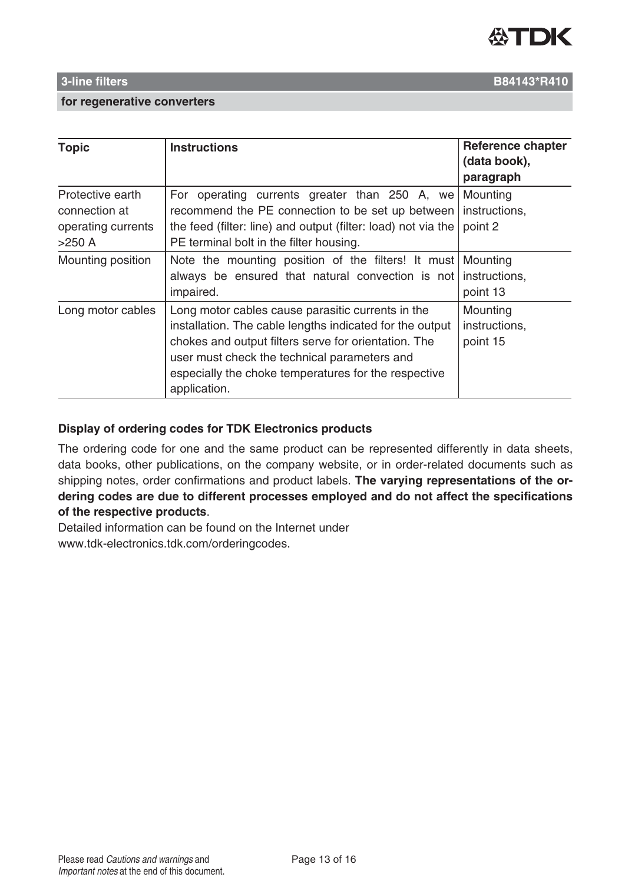## 3-line filters B84143*R410

### for regenerative converters

| Topic | Instructions | Reference chapter (data book), paragraph |
|---|---|---|
| Protective earth connection at operating currents >250 A | For operating currents greater than 250 A, we recommend the PE connection to be set up between the feed (filter: line) and output (filter: load) not via the PE terminal bolt in the filter housing. | Mounting instructions, point 2 |
| Mounting position | Note the mounting position of the filters! It must always be ensured that natural convection is not impaired. | Mounting instructions, point 13 |
| Long motor cables | Long motor cables cause parasitic currents in the installation. The cable lengths indicated for the output chokes and output filters serve for orientation. The user must check the technical parameters and especially the choke temperatures for the respective application. | Mounting instructions, point 15 |

**Display of ordering codes for TDK Electronics products**

The ordering code for one and the same product can be represented differently in data sheets, data books, other publications, on the company website, or in order-related documents such as shipping notes, order confirmations and product labels. **The varying representations of the ordering codes are due to different processes employed and do not affect the specifications of the respective products**.

Detailed information can be found on the Internet under
www.tdk-electronics.tdk.com/orderingcodes.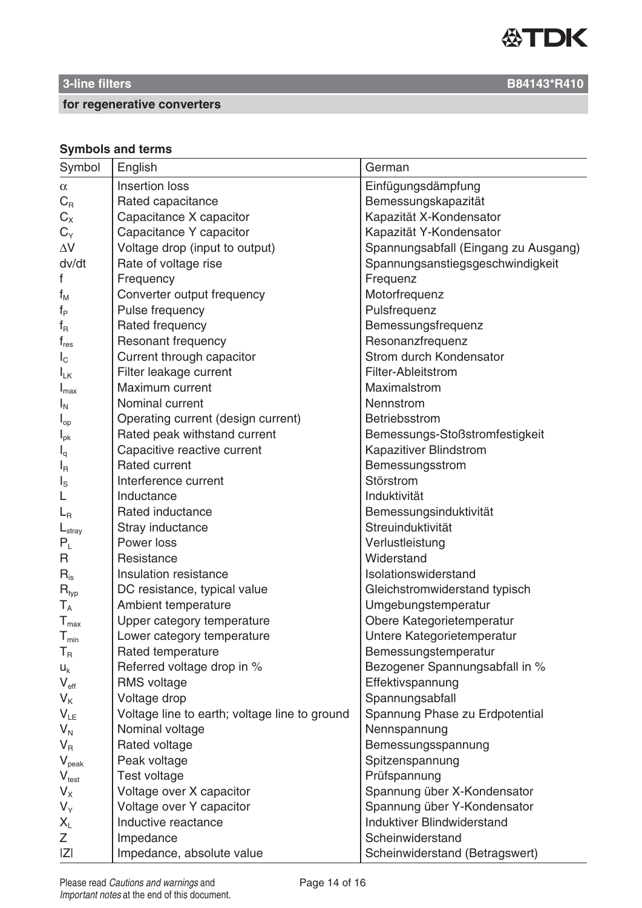## 3-line filters B84143*R410

### for regenerative converters

**Symbols and terms**

| Symbol | English | German |
|---|---|---|
| $\alpha$ | Insertion loss | Einfügungsdämpfung |
| $C_R$ | Rated capacitance | Bemessungskapazität |
| $C_X$ | Capacitance X capacitor | Kapazität X-Kondensator |
| $C_Y$ | Capacitance Y capacitor | Kapazität Y-Kondensator |
| $\Delta V$ | Voltage drop (input to output) | Spannungsabfall (Eingang zu Ausgang) |
| dv/dt | Rate of voltage rise | Spannungsanstiegsgeschwindigkeit |
| f | Frequency | Frequenz |
| $f_M$ | Converter output frequency | Motorfrequenz |
| $f_P$ | Pulse frequency | Pulsfrequenz |
| $f_R$ | Rated frequency | Bemessungsfrequenz |
| $f_{res}$ | Resonant frequency | Resonanzfrequenz |
| $I_C$ | Current through capacitor | Strom durch Kondensator |
| $I_{LK}$ | Filter leakage current | Filter-Ableitstrom |
| $I_{max}$ | Maximum current | Maximalstrom |
| $I_N$ | Nominal current | Nennstrom |
| $I_{op}$ | Operating current (design current) | Betriebsstrom |
| $I_{pk}$ | Rated peak withstand current | Bemessungs-Stoßstromfestigkeit |
| $I_q$ | Capacitive reactive current | Kapazitiver Blindstrom |
| $I_R$ | Rated current | Bemessungsstrom |
| $I_S$ | Interference current | Störstrom |
| L | Inductance | Induktivität |
| $L_R$ | Rated inductance | Bemessungsinduktivität |
| $L_{stray}$ | Stray inductance | Streuinduktivität |
| $P_L$ | Power loss | Verlustleistung |
| R | Resistance | Widerstand |
| $R_{is}$ | Insulation resistance | Isolationswiderstand |
| $R_{typ}$ | DC resistance, typical value | Gleichstromwiderstand typisch |
| $T_A$ | Ambient temperature | Umgebungstemperatur |
| $T_{max}$ | Upper category temperature | Obere Kategorietemperatur |
| $T_{min}$ | Lower category temperature | Untere Kategorietemperatur |
| $T_R$ | Rated temperature | Bemessungstemperatur |
| $u_k$ | Referred voltage drop in % | Bezogener Spannungsabfall in % |
| $V_{eff}$ | RMS voltage | Effektivspannung |
| $V_K$ | Voltage drop | Spannungsabfall |
| $V_{LE}$ | Voltage line to earth; voltage line to ground | Spannung Phase zu Erdpotential |
| $V_N$ | Nominal voltage | Nennspannung |
| $V_R$ | Rated voltage | Bemessungsspannung |
| $V_{peak}$ | Peak voltage | Spitzenspannung |
| $V_{test}$ | Test voltage | Prüfspannung |
| $V_X$ | Voltage over X capacitor | Spannung über X-Kondensator |
| $V_Y$ | Voltage over Y capacitor | Spannung über Y-Kondensator |
| $X_L$ | Inductive reactance | Induktiver Blindwiderstand |
| Z | Impedance | Scheinwiderstand |
| $\lvert Z \rvert$ | Impedance, absolute value | Scheinwiderstand (Betragswert) |

Please read *Cautions and warnings* and *Important notes* at the end of this document.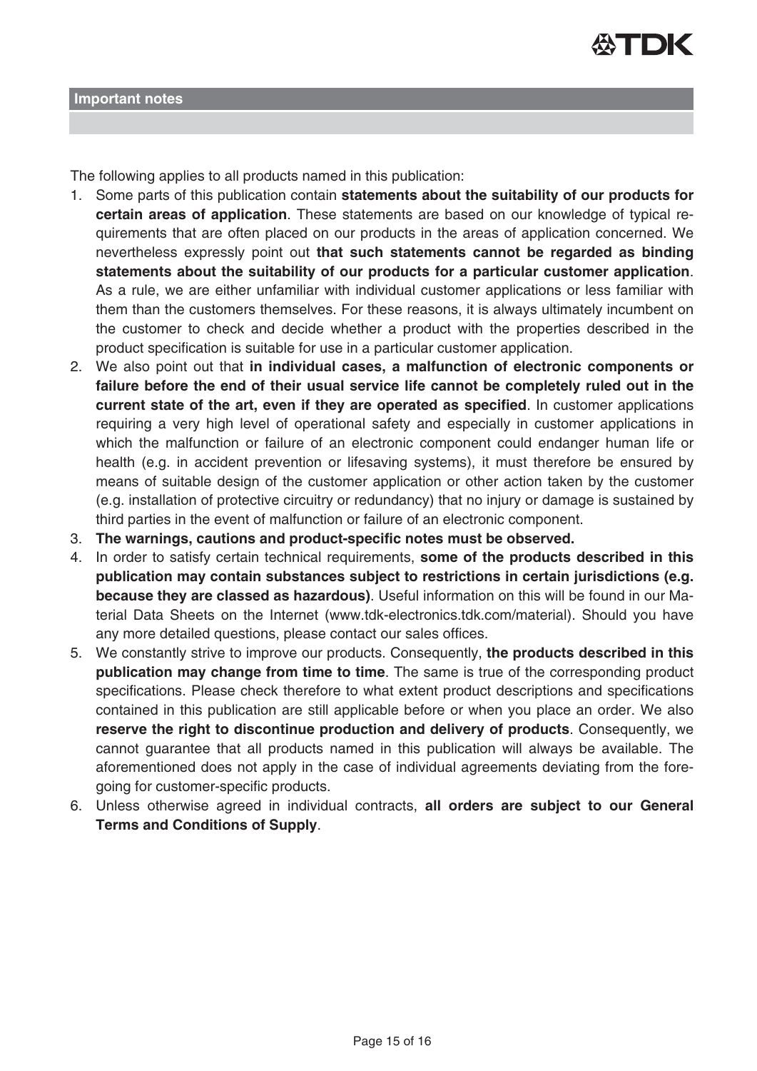## Important notes

The following applies to all products named in this publication:

1. Some parts of this publication contain **statements about the suitability of our products for certain areas of application**. These statements are based on our knowledge of typical requirements that are often placed on our products in the areas of application concerned. We nevertheless expressly point out **that such statements cannot be regarded as binding statements about the suitability of our products for a particular customer application**. As a rule, we are either unfamiliar with individual customer applications or less familiar with them than the customers themselves. For these reasons, it is always ultimately incumbent on the customer to check and decide whether a product with the properties described in the product specification is suitable for use in a particular customer application.
2. We also point out that **in individual cases, a malfunction of electronic components or failure before the end of their usual service life cannot be completely ruled out in the current state of the art, even if they are operated as specified**. In customer applications requiring a very high level of operational safety and especially in customer applications in which the malfunction or failure of an electronic component could endanger human life or health (e.g. in accident prevention or lifesaving systems), it must therefore be ensured by means of suitable design of the customer application or other action taken by the customer (e.g. installation of protective circuitry or redundancy) that no injury or damage is sustained by third parties in the event of malfunction or failure of an electronic component.
3. **The warnings, cautions and product-specific notes must be observed.**
4. In order to satisfy certain technical requirements, **some of the products described in this publication may contain substances subject to restrictions in certain jurisdictions (e.g. because they are classed as hazardous)**. Useful information on this will be found in our Material Data Sheets on the Internet (www.tdk-electronics.tdk.com/material). Should you have any more detailed questions, please contact our sales offices.
5. We constantly strive to improve our products. Consequently, **the products described in this publication may change from time to time**. The same is true of the corresponding product specifications. Please check therefore to what extent product descriptions and specifications contained in this publication are still applicable before or when you place an order. We also **reserve the right to discontinue production and delivery of products**. Consequently, we cannot guarantee that all products named in this publication will always be available. The aforementioned does not apply in the case of individual agreements deviating from the foregoing for customer-specific products.
6. Unless otherwise agreed in individual contracts, **all orders are subject to our General Terms and Conditions of Supply**.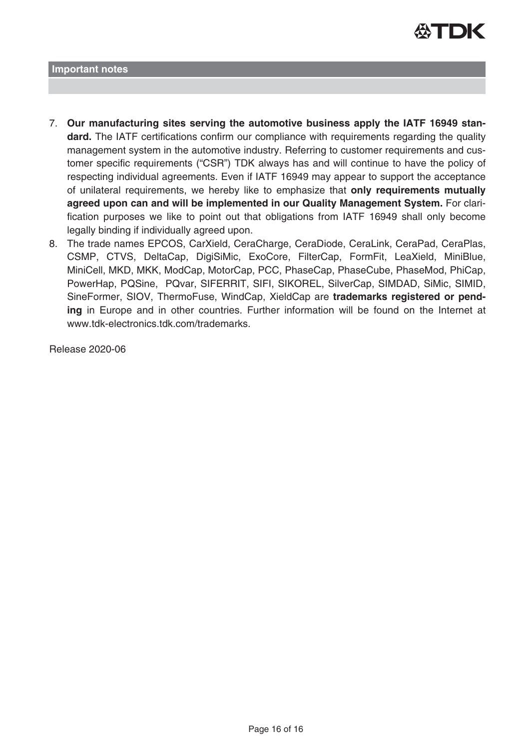## Important notes

7. **Our manufacturing sites serving the automotive business apply the IATF 16949 standard.** The IATF certifications confirm our compliance with requirements regarding the quality management system in the automotive industry. Referring to customer requirements and customer specific requirements ("CSR") TDK always has and will continue to have the policy of respecting individual agreements. Even if IATF 16949 may appear to support the acceptance of unilateral requirements, we hereby like to emphasize that **only requirements mutually agreed upon can and will be implemented in our Quality Management System.** For clarification purposes we like to point out that obligations from IATF 16949 shall only become legally binding if individually agreed upon.
8. The trade names EPCOS, CarXield, CeraCharge, CeraDiode, CeraLink, CeraPad, CeraPlas, CSMP, CTVS, DeltaCap, DigiSiMic, ExoCore, FilterCap, FormFit, LeaXield, MiniBlue, MiniCell, MKD, MKK, ModCap, MotorCap, PCC, PhaseCap, PhaseCube, PhaseMod, PhiCap, PowerHap, PQSine, PQvar, SIFERRIT, SIFI, SIKOREL, SilverCap, SIMDAD, SiMic, SIMID, SineFormer, SIOV, ThermoFuse, WindCap, XieldCap are **trademarks registered or pending** in Europe and in other countries. Further information will be found on the Internet at www.tdk-electronics.tdk.com/trademarks.

Release 2020-06